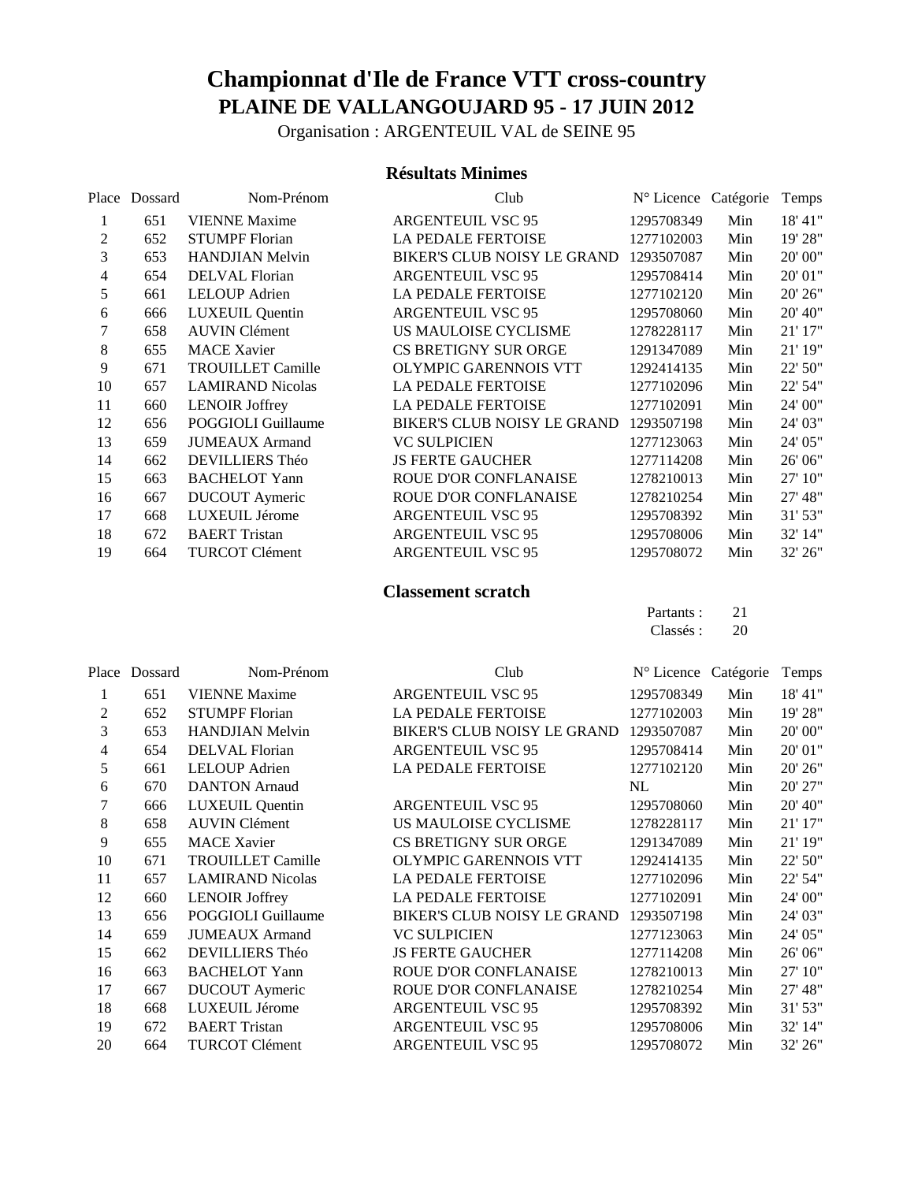# Championnat d'Ile de France VTT cross-country

## PLAINE DE VALLANGOUJARD 95 - 17 JUIN 2012

Organisation : ARGENTEUIL VAL de SEINE 95

### Résultats Minimes

| Place | Dossard | Nom-Prénom | Club | N° Licence | Catégorie | Temps |
|---|---|---|---|---|---|---|
| 1 | 651 | VIENNE Maxime | ARGENTEUIL VSC 95 | 1295708349 | Min | 18' 41" |
| 2 | 652 | STUMPF Florian | LA PEDALE FERTOISE | 1277102003 | Min | 19' 28" |
| 3 | 653 | HANDJIAN Melvin | BIKER'S CLUB NOISY LE GRAND | 1293507087 | Min | 20' 00" |
| 4 | 654 | DELVAL Florian | ARGENTEUIL VSC 95 | 1295708414 | Min | 20' 01" |
| 5 | 661 | LELOUP Adrien | LA PEDALE FERTOISE | 1277102120 | Min | 20' 26" |
| 6 | 666 | LUXEUIL Quentin | ARGENTEUIL VSC 95 | 1295708060 | Min | 20' 40" |
| 7 | 658 | AUVIN Clément | US MAULOISE CYCLISME | 1278228117 | Min | 21' 17" |
| 8 | 655 | MACE Xavier | CS BRETIGNY SUR ORGE | 1291347089 | Min | 21' 19" |
| 9 | 671 | TROUILLET Camille | OLYMPIC GARENNOIS VTT | 1292414135 | Min | 22' 50" |
| 10 | 657 | LAMIRAND Nicolas | LA PEDALE FERTOISE | 1277102096 | Min | 22' 54" |
| 11 | 660 | LENOIR Joffrey | LA PEDALE FERTOISE | 1277102091 | Min | 24' 00" |
| 12 | 656 | POGGIOLI Guillaume | BIKER'S CLUB NOISY LE GRAND | 1293507198 | Min | 24' 03" |
| 13 | 659 | JUMEAUX Armand | VC SULPICIEN | 1277123063 | Min | 24' 05" |
| 14 | 662 | DEVILLIERS Théo | JS FERTE GAUCHER | 1277114208 | Min | 26' 06" |
| 15 | 663 | BACHELOT Yann | ROUE D'OR CONFLANAISE | 1278210013 | Min | 27' 10" |
| 16 | 667 | DUCOUT Aymeric | ROUE D'OR CONFLANAISE | 1278210254 | Min | 27' 48" |
| 17 | 668 | LUXEUIL Jérome | ARGENTEUIL VSC 95 | 1295708392 | Min | 31' 53" |
| 18 | 672 | BAERT Tristan | ARGENTEUIL VSC 95 | 1295708006 | Min | 32' 14" |
| 19 | 664 | TURCOT Clément | ARGENTEUIL VSC 95 | 1295708072 | Min | 32' 26" |

### Classement scratch

Partants : 21
Classés : 20

| Place | Dossard | Nom-Prénom | Club | N° Licence | Catégorie | Temps |
|---|---|---|---|---|---|---|
| 1 | 651 | VIENNE Maxime | ARGENTEUIL VSC 95 | 1295708349 | Min | 18' 41" |
| 2 | 652 | STUMPF Florian | LA PEDALE FERTOISE | 1277102003 | Min | 19' 28" |
| 3 | 653 | HANDJIAN Melvin | BIKER'S CLUB NOISY LE GRAND | 1293507087 | Min | 20' 00" |
| 4 | 654 | DELVAL Florian | ARGENTEUIL VSC 95 | 1295708414 | Min | 20' 01" |
| 5 | 661 | LELOUP Adrien | LA PEDALE FERTOISE | 1277102120 | Min | 20' 26" |
| 6 | 670 | DANTON Arnaud | | NL | Min | 20' 27" |
| 7 | 666 | LUXEUIL Quentin | ARGENTEUIL VSC 95 | 1295708060 | Min | 20' 40" |
| 8 | 658 | AUVIN Clément | US MAULOISE CYCLISME | 1278228117 | Min | 21' 17" |
| 9 | 655 | MACE Xavier | CS BRETIGNY SUR ORGE | 1291347089 | Min | 21' 19" |
| 10 | 671 | TROUILLET Camille | OLYMPIC GARENNOIS VTT | 1292414135 | Min | 22' 50" |
| 11 | 657 | LAMIRAND Nicolas | LA PEDALE FERTOISE | 1277102096 | Min | 22' 54" |
| 12 | 660 | LENOIR Joffrey | LA PEDALE FERTOISE | 1277102091 | Min | 24' 00" |
| 13 | 656 | POGGIOLI Guillaume | BIKER'S CLUB NOISY LE GRAND | 1293507198 | Min | 24' 03" |
| 14 | 659 | JUMEAUX Armand | VC SULPICIEN | 1277123063 | Min | 24' 05" |
| 15 | 662 | DEVILLIERS Théo | JS FERTE GAUCHER | 1277114208 | Min | 26' 06" |
| 16 | 663 | BACHELOT Yann | ROUE D'OR CONFLANAISE | 1278210013 | Min | 27' 10" |
| 17 | 667 | DUCOUT Aymeric | ROUE D'OR CONFLANAISE | 1278210254 | Min | 27' 48" |
| 18 | 668 | LUXEUIL Jérome | ARGENTEUIL VSC 95 | 1295708392 | Min | 31' 53" |
| 19 | 672 | BAERT Tristan | ARGENTEUIL VSC 95 | 1295708006 | Min | 32' 14" |
| 20 | 664 | TURCOT Clément | ARGENTEUIL VSC 95 | 1295708072 | Min | 32' 26" |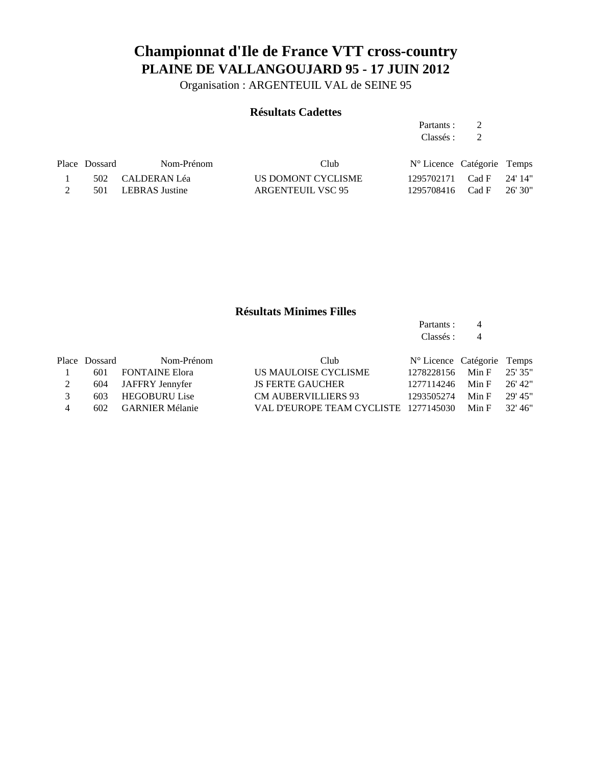# Championnat d'Ile de France VTT cross-country

## PLAINE DE VALLANGOUJARD 95 - 17 JUIN 2012

Organisation : ARGENTEUIL VAL de SEINE 95

### Résultats Cadettes

Partants : 2
Classés : 2

| Place | Dossard | Nom-Prénom | Club | N° Licence | Catégorie | Temps |
|---|---|---|---|---|---|---|
| 1 | 502 | CALDERAN Léa | US DOMONT CYCLISME | 1295702171 | Cad F | 24' 14" |
| 2 | 501 | LEBRAS Justine | ARGENTEUIL VSC 95 | 1295708416 | Cad F | 26' 30" |

### Résultats Minimes Filles

Partants : 4
Classés : 4

| Place | Dossard | Nom-Prénom | Club | N° Licence | Catégorie | Temps |
|---|---|---|---|---|---|---|
| 1 | 601 | FONTAINE Elora | US MAULOISE CYCLISME | 1278228156 | Min F | 25' 35" |
| 2 | 604 | JAFFRY Jennyfer | JS FERTE GAUCHER | 1277114246 | Min F | 26' 42" |
| 3 | 603 | HEGOBURU Lise | CM AUBERVILLIERS 93 | 1293505274 | Min F | 29' 45" |
| 4 | 602 | GARNIER Mélanie | VAL D'EUROPE TEAM CYCLISTE | 1277145030 | Min F | 32' 46" |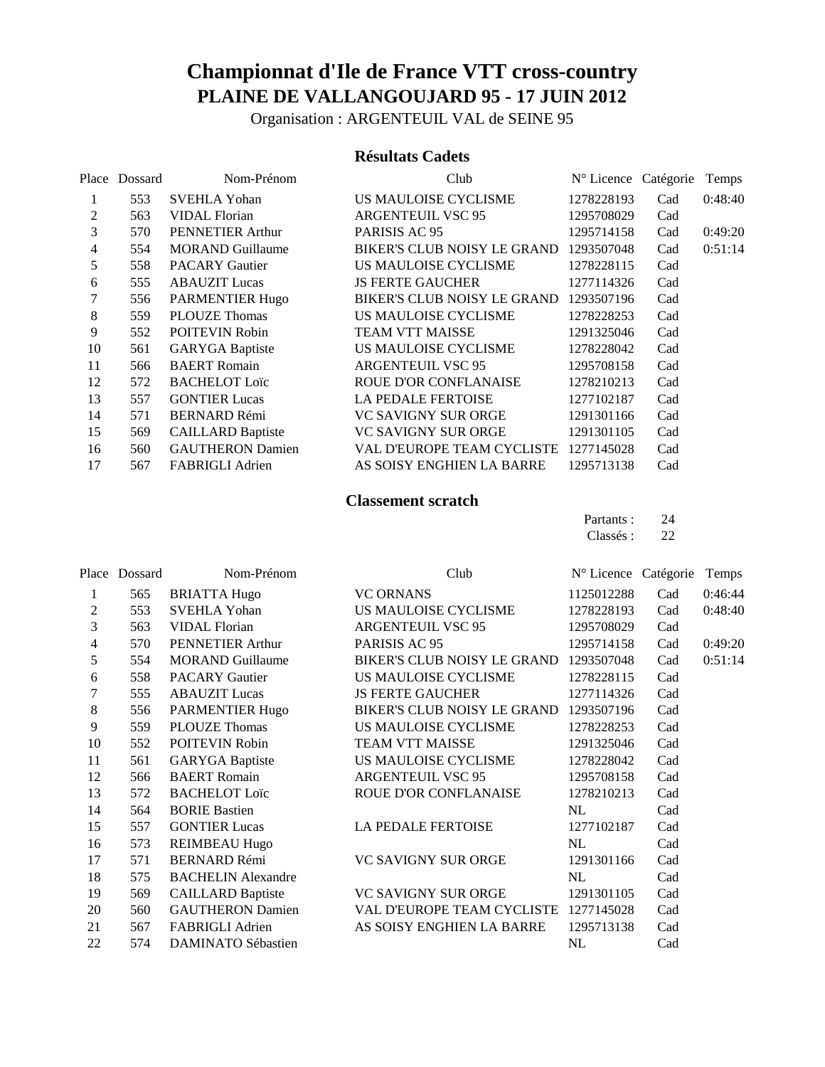# Championnat d'Ile de France VTT cross-country

## PLAINE DE VALLANGOUJARD 95 - 17 JUIN 2012

Organisation : ARGENTEUIL VAL de SEINE 95

### Résultats Cadets

| Place | Dossard | Nom-Prénom | Club | N° Licence | Catégorie | Temps |
|---|---|---|---|---|---|---|
| 1 | 553 | SVEHLA Yohan | US MAULOISE CYCLISME | 1278228193 | Cad | 0:48:40 |
| 2 | 563 | VIDAL Florian | ARGENTEUIL VSC 95 | 1295708029 | Cad | |
| 3 | 570 | PENNETIER Arthur | PARISIS AC 95 | 1295714158 | Cad | 0:49:20 |
| 4 | 554 | MORAND Guillaume | BIKER'S CLUB NOISY LE GRAND | 1293507048 | Cad | 0:51:14 |
| 5 | 558 | PACARY Gautier | US MAULOISE CYCLISME | 1278228115 | Cad | |
| 6 | 555 | ABAUZIT Lucas | JS FERTE GAUCHER | 1277114326 | Cad | |
| 7 | 556 | PARMENTIER Hugo | BIKER'S CLUB NOISY LE GRAND | 1293507196 | Cad | |
| 8 | 559 | PLOUZE Thomas | US MAULOISE CYCLISME | 1278228253 | Cad | |
| 9 | 552 | POITEVIN Robin | TEAM VTT MAISSE | 1291325046 | Cad | |
| 10 | 561 | GARYGA Baptiste | US MAULOISE CYCLISME | 1278228042 | Cad | |
| 11 | 566 | BAERT Romain | ARGENTEUIL VSC 95 | 1295708158 | Cad | |
| 12 | 572 | BACHELOT Loïc | ROUE D'OR CONFLANAISE | 1278210213 | Cad | |
| 13 | 557 | GONTIER Lucas | LA PEDALE FERTOISE | 1277102187 | Cad | |
| 14 | 571 | BERNARD Rémi | VC SAVIGNY SUR ORGE | 1291301166 | Cad | |
| 15 | 569 | CAILLARD Baptiste | VC SAVIGNY SUR ORGE | 1291301105 | Cad | |
| 16 | 560 | GAUTHERON Damien | VAL D'EUROPE TEAM CYCLISTE | 1277145028 | Cad | |
| 17 | 567 | FABRIGLI Adrien | AS SOISY ENGHIEN LA BARRE | 1295713138 | Cad | |

### Classement scratch

Partants : 24
Classés : 22

| Place | Dossard | Nom-Prénom | Club | N° Licence | Catégorie | Temps |
|---|---|---|---|---|---|---|
| 1 | 565 | BRIATTA Hugo | VC ORNANS | 1125012288 | Cad | 0:46:44 |
| 2 | 553 | SVEHLA Yohan | US MAULOISE CYCLISME | 1278228193 | Cad | 0:48:40 |
| 3 | 563 | VIDAL Florian | ARGENTEUIL VSC 95 | 1295708029 | Cad | |
| 4 | 570 | PENNETIER Arthur | PARISIS AC 95 | 1295714158 | Cad | 0:49:20 |
| 5 | 554 | MORAND Guillaume | BIKER'S CLUB NOISY LE GRAND | 1293507048 | Cad | 0:51:14 |
| 6 | 558 | PACARY Gautier | US MAULOISE CYCLISME | 1278228115 | Cad | |
| 7 | 555 | ABAUZIT Lucas | JS FERTE GAUCHER | 1277114326 | Cad | |
| 8 | 556 | PARMENTIER Hugo | BIKER'S CLUB NOISY LE GRAND | 1293507196 | Cad | |
| 9 | 559 | PLOUZE Thomas | US MAULOISE CYCLISME | 1278228253 | Cad | |
| 10 | 552 | POITEVIN Robin | TEAM VTT MAISSE | 1291325046 | Cad | |
| 11 | 561 | GARYGA Baptiste | US MAULOISE CYCLISME | 1278228042 | Cad | |
| 12 | 566 | BAERT Romain | ARGENTEUIL VSC 95 | 1295708158 | Cad | |
| 13 | 572 | BACHELOT Loïc | ROUE D'OR CONFLANAISE | 1278210213 | Cad | |
| 14 | 564 | BORIE Bastien | | NL | Cad | |
| 15 | 557 | GONTIER Lucas | LA PEDALE FERTOISE | 1277102187 | Cad | |
| 16 | 573 | REIMBEAU Hugo | | NL | Cad | |
| 17 | 571 | BERNARD Rémi | VC SAVIGNY SUR ORGE | 1291301166 | Cad | |
| 18 | 575 | BACHELIN Alexandre | | NL | Cad | |
| 19 | 569 | CAILLARD Baptiste | VC SAVIGNY SUR ORGE | 1291301105 | Cad | |
| 20 | 560 | GAUTHERON Damien | VAL D'EUROPE TEAM CYCLISTE | 1277145028 | Cad | |
| 21 | 567 | FABRIGLI Adrien | AS SOISY ENGHIEN LA BARRE | 1295713138 | Cad | |
| 22 | 574 | DAMINATO Sébastien | | NL | Cad | |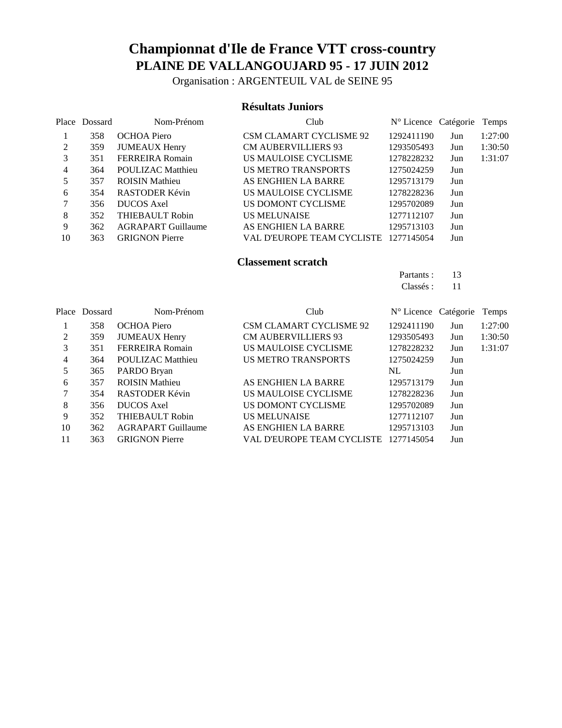# Championnat d'Ile de France VTT cross-country

## PLAINE DE VALLANGOUJARD 95 - 17 JUIN 2012

Organisation : ARGENTEUIL VAL de SEINE 95

### Résultats Juniors

| Place | Dossard | Nom-Prénom | Club | N° Licence | Catégorie | Temps |
|---|---|---|---|---|---|---|
| 1 | 358 | OCHOA Piero | CSM CLAMART CYCLISME 92 | 1292411190 | Jun | 1:27:00 |
| 2 | 359 | JUMEAUX Henry | CM AUBERVILLIERS 93 | 1293505493 | Jun | 1:30:50 |
| 3 | 351 | FERREIRA Romain | US MAULOISE CYCLISME | 1278228232 | Jun | 1:31:07 |
| 4 | 364 | POULIZAC Matthieu | US METRO TRANSPORTS | 1275024259 | Jun | |
| 5 | 357 | ROISIN Mathieu | AS ENGHIEN LA BARRE | 1295713179 | Jun | |
| 6 | 354 | RASTODER Kévin | US MAULOISE CYCLISME | 1278228236 | Jun | |
| 7 | 356 | DUCOS Axel | US DOMONT CYCLISME | 1295702089 | Jun | |
| 8 | 352 | THIEBAULT Robin | US MELUNAISE | 1277112107 | Jun | |
| 9 | 362 | AGRAPART Guillaume | AS ENGHIEN LA BARRE | 1295713103 | Jun | |
| 10 | 363 | GRIGNON Pierre | VAL D'EUROPE TEAM CYCLISTE | 1277145054 | Jun | |

### Classement scratch

Partants : 13

Classés : 11

| Place | Dossard | Nom-Prénom | Club | N° Licence | Catégorie | Temps |
|---|---|---|---|---|---|---|
| 1 | 358 | OCHOA Piero | CSM CLAMART CYCLISME 92 | 1292411190 | Jun | 1:27:00 |
| 2 | 359 | JUMEAUX Henry | CM AUBERVILLIERS 93 | 1293505493 | Jun | 1:30:50 |
| 3 | 351 | FERREIRA Romain | US MAULOISE CYCLISME | 1278228232 | Jun | 1:31:07 |
| 4 | 364 | POULIZAC Matthieu | US METRO TRANSPORTS | 1275024259 | Jun | |
| 5 | 365 | PARDO Bryan | | NL | Jun | |
| 6 | 357 | ROISIN Mathieu | AS ENGHIEN LA BARRE | 1295713179 | Jun | |
| 7 | 354 | RASTODER Kévin | US MAULOISE CYCLISME | 1278228236 | Jun | |
| 8 | 356 | DUCOS Axel | US DOMONT CYCLISME | 1295702089 | Jun | |
| 9 | 352 | THIEBAULT Robin | US MELUNAISE | 1277112107 | Jun | |
| 10 | 362 | AGRAPART Guillaume | AS ENGHIEN LA BARRE | 1295713103 | Jun | |
| 11 | 363 | GRIGNON Pierre | VAL D'EUROPE TEAM CYCLISTE | 1277145054 | Jun | |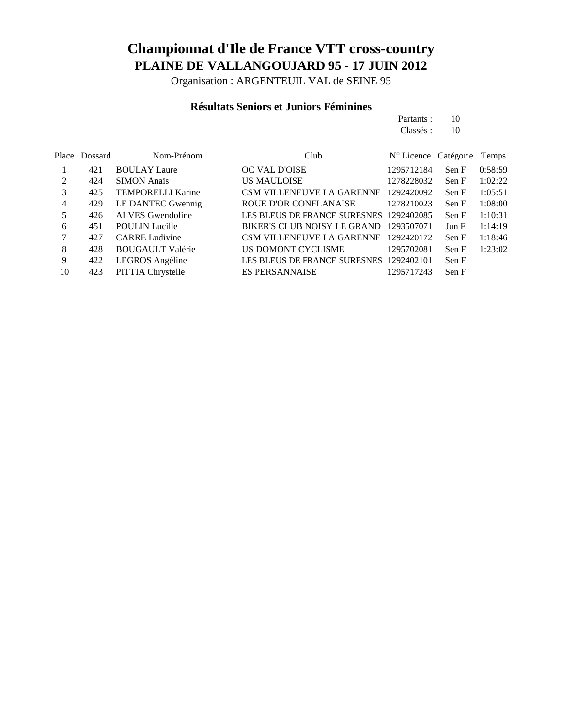# Championnat d'Ile de France VTT cross-country

## PLAINE DE VALLANGOUJARD 95 - 17 JUIN 2012

Organisation : ARGENTEUIL VAL de SEINE 95

### Résultats Seniors et Juniors Féminines

Partants : 10
Classés : 10

| Place | Dossard | Nom-Prénom | Club | N° Licence | Catégorie | Temps |
|---|---|---|---|---|---|---|
| 1 | 421 | BOULAY Laure | OC VAL D'OISE | 1295712184 | Sen F | 0:58:59 |
| 2 | 424 | SIMON Anaïs | US MAULOISE | 1278228032 | Sen F | 1:02:22 |
| 3 | 425 | TEMPORELLI Karine | CSM VILLENEUVE LA GARENNE | 1292420092 | Sen F | 1:05:51 |
| 4 | 429 | LE DANTEC Gwennig | ROUE D'OR CONFLANAISE | 1278210023 | Sen F | 1:08:00 |
| 5 | 426 | ALVES Gwendoline | LES BLEUS DE FRANCE SURESNES | 1292402085 | Sen F | 1:10:31 |
| 6 | 451 | POULIN Lucille | BIKER'S CLUB NOISY LE GRAND | 1293507071 | Jun F | 1:14:19 |
| 7 | 427 | CARRE Ludivine | CSM VILLENEUVE LA GARENNE | 1292420172 | Sen F | 1:18:46 |
| 8 | 428 | BOUGAULT Valérie | US DOMONT CYCLISME | 1295702081 | Sen F | 1:23:02 |
| 9 | 422 | LEGROS Angéline | LES BLEUS DE FRANCE SURESNES | 1292402101 | Sen F | |
| 10 | 423 | PITTIA Chrystelle | ES PERSANNAISE | 1295717243 | Sen F | |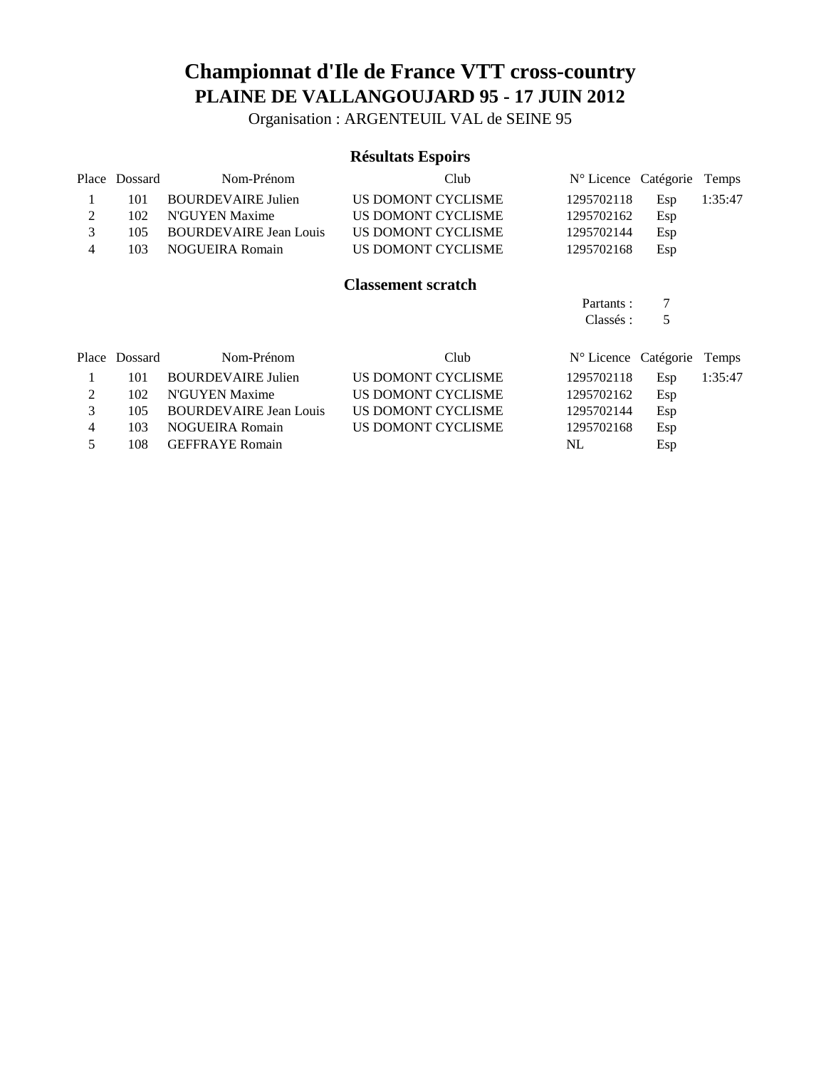# Championnat d'Ile de France VTT cross-country

## PLAINE DE VALLANGOUJARD 95 - 17 JUIN 2012

Organisation : ARGENTEUIL VAL de SEINE 95

### Résultats Espoirs

| Place | Dossard | Nom-Prénom | Club | N° Licence | Catégorie | Temps |
|---|---|---|---|---|---|---|
| 1 | 101 | BOURDEVAIRE Julien | US DOMONT CYCLISME | 1295702118 | Esp | 1:35:47 |
| 2 | 102 | N'GUYEN Maxime | US DOMONT CYCLISME | 1295702162 | Esp | |
| 3 | 105 | BOURDEVAIRE Jean Louis | US DOMONT CYCLISME | 1295702144 | Esp | |
| 4 | 103 | NOGUEIRA Romain | US DOMONT CYCLISME | 1295702168 | Esp | |

### Classement scratch

Partants : 7
Classés : 5

| Place | Dossard | Nom-Prénom | Club | N° Licence | Catégorie | Temps |
|---|---|---|---|---|---|---|
| 1 | 101 | BOURDEVAIRE Julien | US DOMONT CYCLISME | 1295702118 | Esp | 1:35:47 |
| 2 | 102 | N'GUYEN Maxime | US DOMONT CYCLISME | 1295702162 | Esp | |
| 3 | 105 | BOURDEVAIRE Jean Louis | US DOMONT CYCLISME | 1295702144 | Esp | |
| 4 | 103 | NOGUEIRA Romain | US DOMONT CYCLISME | 1295702168 | Esp | |
| 5 | 108 | GEFFRAYE Romain | | NL | Esp | |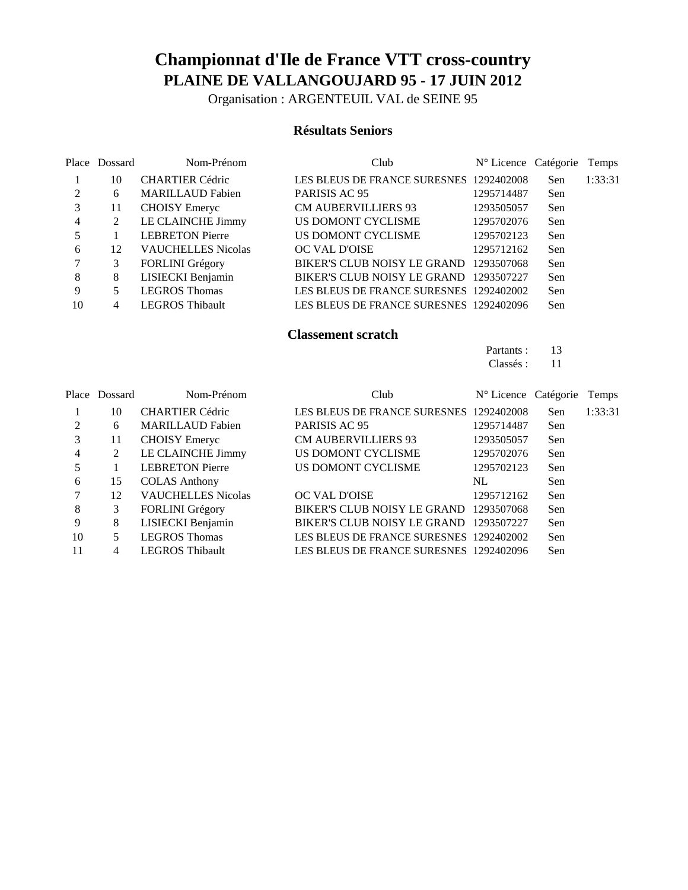# Championnat d'Ile de France VTT cross-country

## PLAINE DE VALLANGOUJARD 95 - 17 JUIN 2012

Organisation : ARGENTEUIL VAL de SEINE 95

### Résultats Seniors

| Place | Dossard | Nom-Prénom | Club | N° Licence | Catégorie | Temps |
|---|---|---|---|---|---|---|
| 1 | 10 | CHARTIER Cédric | LES BLEUS DE FRANCE SURESNES | 1292402008 | Sen | 1:33:31 |
| 2 | 6 | MARILLAUD Fabien | PARISIS AC 95 | 1295714487 | Sen | |
| 3 | 11 | CHOISY Emeryc | CM AUBERVILLIERS 93 | 1293505057 | Sen | |
| 4 | 2 | LE CLAINCHE Jimmy | US DOMONT CYCLISME | 1295702076 | Sen | |
| 5 | 1 | LEBRETON Pierre | US DOMONT CYCLISME | 1295702123 | Sen | |
| 6 | 12 | VAUCHELLES Nicolas | OC VAL D'OISE | 1295712162 | Sen | |
| 7 | 3 | FORLINI Grégory | BIKER'S CLUB NOISY LE GRAND | 1293507068 | Sen | |
| 8 | 8 | LISIECKI Benjamin | BIKER'S CLUB NOISY LE GRAND | 1293507227 | Sen | |
| 9 | 5 | LEGROS Thomas | LES BLEUS DE FRANCE SURESNES | 1292402002 | Sen | |
| 10 | 4 | LEGROS Thibault | LES BLEUS DE FRANCE SURESNES | 1292402096 | Sen | |

### Classement scratch

Partants : 13
Classés : 11

| Place | Dossard | Nom-Prénom | Club | N° Licence | Catégorie | Temps |
|---|---|---|---|---|---|---|
| 1 | 10 | CHARTIER Cédric | LES BLEUS DE FRANCE SURESNES | 1292402008 | Sen | 1:33:31 |
| 2 | 6 | MARILLAUD Fabien | PARISIS AC 95 | 1295714487 | Sen | |
| 3 | 11 | CHOISY Emeryc | CM AUBERVILLIERS 93 | 1293505057 | Sen | |
| 4 | 2 | LE CLAINCHE Jimmy | US DOMONT CYCLISME | 1295702076 | Sen | |
| 5 | 1 | LEBRETON Pierre | US DOMONT CYCLISME | 1295702123 | Sen | |
| 6 | 15 | COLAS Anthony | | NL | Sen | |
| 7 | 12 | VAUCHELLES Nicolas | OC VAL D'OISE | 1295712162 | Sen | |
| 8 | 3 | FORLINI Grégory | BIKER'S CLUB NOISY LE GRAND | 1293507068 | Sen | |
| 9 | 8 | LISIECKI Benjamin | BIKER'S CLUB NOISY LE GRAND | 1293507227 | Sen | |
| 10 | 5 | LEGROS Thomas | LES BLEUS DE FRANCE SURESNES | 1292402002 | Sen | |
| 11 | 4 | LEGROS Thibault | LES BLEUS DE FRANCE SURESNES | 1292402096 | Sen | |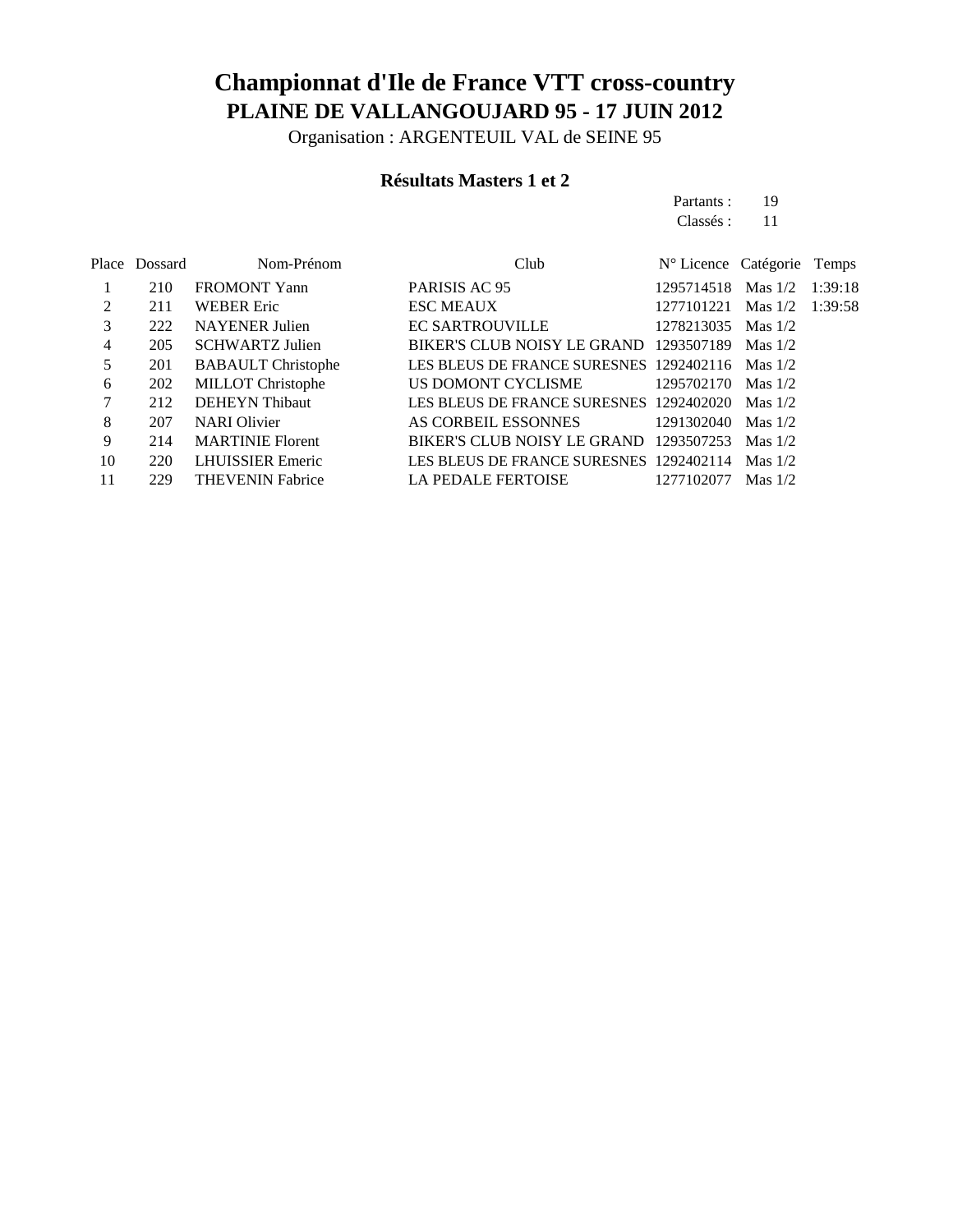# Championnat d'Ile de France VTT cross-country

## PLAINE DE VALLANGOUJARD 95 - 17 JUIN 2012

Organisation : ARGENTEUIL VAL de SEINE 95

### Résultats Masters 1 et 2

Partants : 19
Classés : 11

| Place | Dossard | Nom-Prénom | Club | N° Licence | Catégorie | Temps |
|---|---|---|---|---|---|---|
| 1 | 210 | FROMONT Yann | PARISIS AC 95 | 1295714518 | Mas 1/2 | 1:39:18 |
| 2 | 211 | WEBER Eric | ESC MEAUX | 1277101221 | Mas 1/2 | 1:39:58 |
| 3 | 222 | NAYENER Julien | EC SARTROUVILLE | 1278213035 | Mas 1/2 | |
| 4 | 205 | SCHWARTZ Julien | BIKER'S CLUB NOISY LE GRAND | 1293507189 | Mas 1/2 | |
| 5 | 201 | BABAULT Christophe | LES BLEUS DE FRANCE SURESNES | 1292402116 | Mas 1/2 | |
| 6 | 202 | MILLOT Christophe | US DOMONT CYCLISME | 1295702170 | Mas 1/2 | |
| 7 | 212 | DEHEYN Thibaut | LES BLEUS DE FRANCE SURESNES | 1292402020 | Mas 1/2 | |
| 8 | 207 | NARI Olivier | AS CORBEIL ESSONNES | 1291302040 | Mas 1/2 | |
| 9 | 214 | MARTINIE Florent | BIKER'S CLUB NOISY LE GRAND | 1293507253 | Mas 1/2 | |
| 10 | 220 | LHUISSIER Emeric | LES BLEUS DE FRANCE SURESNES | 1292402114 | Mas 1/2 | |
| 11 | 229 | THEVENIN Fabrice | LA PEDALE FERTOISE | 1277102077 | Mas 1/2 | |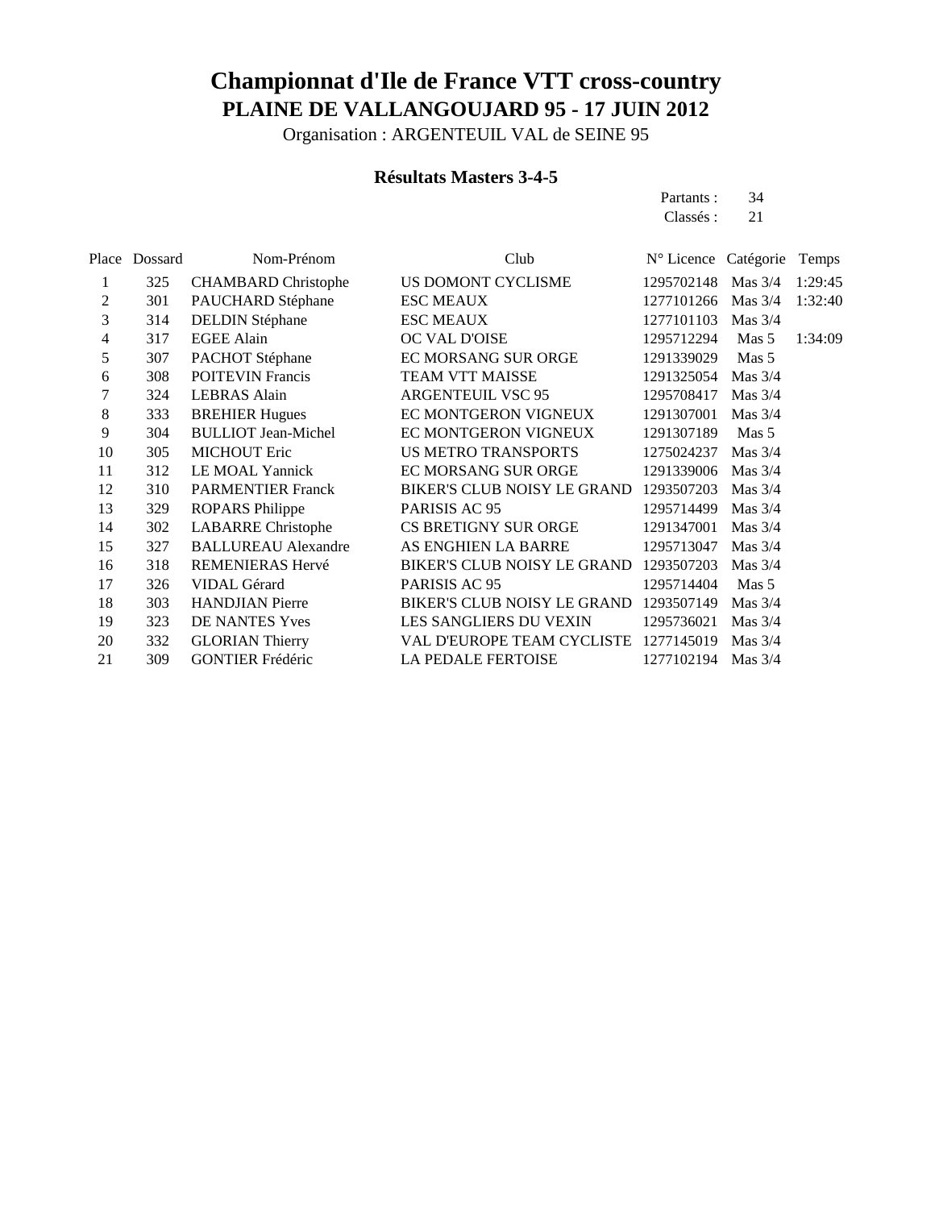# Championnat d'Ile de France VTT cross-country

## PLAINE DE VALLANGOUJARD 95 - 17 JUIN 2012

Organisation : ARGENTEUIL VAL de SEINE 95

### Résultats Masters 3-4-5

Partants : 34

Classés : 21

| Place | Dossard | Nom-Prénom | Club | N° Licence | Catégorie | Temps |
|---|---|---|---|---|---|---|
| 1 | 325 | CHAMBARD Christophe | US DOMONT CYCLISME | 1295702148 | Mas 3/4 | 1:29:45 |
| 2 | 301 | PAUCHARD Stéphane | ESC MEAUX | 1277101266 | Mas 3/4 | 1:32:40 |
| 3 | 314 | DELDIN Stéphane | ESC MEAUX | 1277101103 | Mas 3/4 | |
| 4 | 317 | EGEE Alain | OC VAL D'OISE | 1295712294 | Mas 5 | 1:34:09 |
| 5 | 307 | PACHOT Stéphane | EC MORSANG SUR ORGE | 1291339029 | Mas 5 | |
| 6 | 308 | POITEVIN Francis | TEAM VTT MAISSE | 1291325054 | Mas 3/4 | |
| 7 | 324 | LEBRAS Alain | ARGENTEUIL VSC 95 | 1295708417 | Mas 3/4 | |
| 8 | 333 | BREHIER Hugues | EC MONTGERON VIGNEUX | 1291307001 | Mas 3/4 | |
| 9 | 304 | BULLIOT Jean-Michel | EC MONTGERON VIGNEUX | 1291307189 | Mas 5 | |
| 10 | 305 | MICHOUT Eric | US METRO TRANSPORTS | 1275024237 | Mas 3/4 | |
| 11 | 312 | LE MOAL Yannick | EC MORSANG SUR ORGE | 1291339006 | Mas 3/4 | |
| 12 | 310 | PARMENTIER Franck | BIKER'S CLUB NOISY LE GRAND | 1293507203 | Mas 3/4 | |
| 13 | 329 | ROPARS Philippe | PARISIS AC 95 | 1295714499 | Mas 3/4 | |
| 14 | 302 | LABARRE Christophe | CS BRETIGNY SUR ORGE | 1291347001 | Mas 3/4 | |
| 15 | 327 | BALLUREAU Alexandre | AS ENGHIEN LA BARRE | 1295713047 | Mas 3/4 | |
| 16 | 318 | REMENIERAS Hervé | BIKER'S CLUB NOISY LE GRAND | 1293507203 | Mas 3/4 | |
| 17 | 326 | VIDAL Gérard | PARISIS AC 95 | 1295714404 | Mas 5 | |
| 18 | 303 | HANDJIAN Pierre | BIKER'S CLUB NOISY LE GRAND | 1293507149 | Mas 3/4 | |
| 19 | 323 | DE NANTES Yves | LES SANGLIERS DU VEXIN | 1295736021 | Mas 3/4 | |
| 20 | 332 | GLORIAN Thierry | VAL D'EUROPE TEAM CYCLISTE | 1277145019 | Mas 3/4 | |
| 21 | 309 | GONTIER Frédéric | LA PEDALE FERTOISE | 1277102194 | Mas 3/4 | |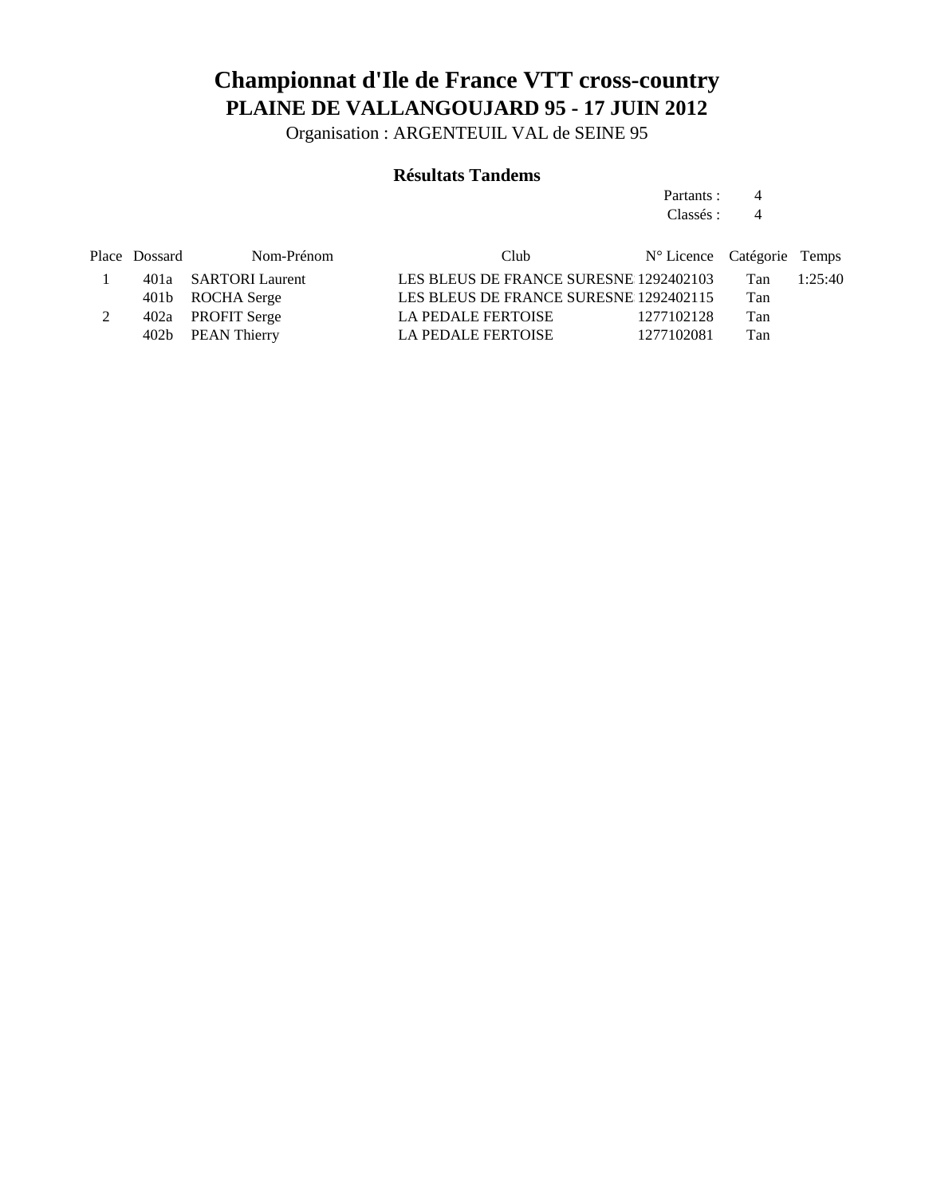# Championnat d'Ile de France VTT cross-country

## PLAINE DE VALLANGOUJARD 95 - 17 JUIN 2012

Organisation : ARGENTEUIL VAL de SEINE 95

### Résultats Tandems

Partants : 4
Classés : 4

| Place | Dossard | Nom-Prénom | Club | N° Licence | Catégorie | Temps |
|---|---|---|---|---|---|---|
| 1 | 401a | SARTORI Laurent | LES BLEUS DE FRANCE SURESNE | 1292402103 | Tan | 1:25:40 |
| | 401b | ROCHA Serge | LES BLEUS DE FRANCE SURESNE | 1292402115 | Tan | |
| 2 | 402a | PROFIT Serge | LA PEDALE FERTOISE | 1277102128 | Tan | |
| | 402b | PEAN Thierry | LA PEDALE FERTOISE | 1277102081 | Tan | |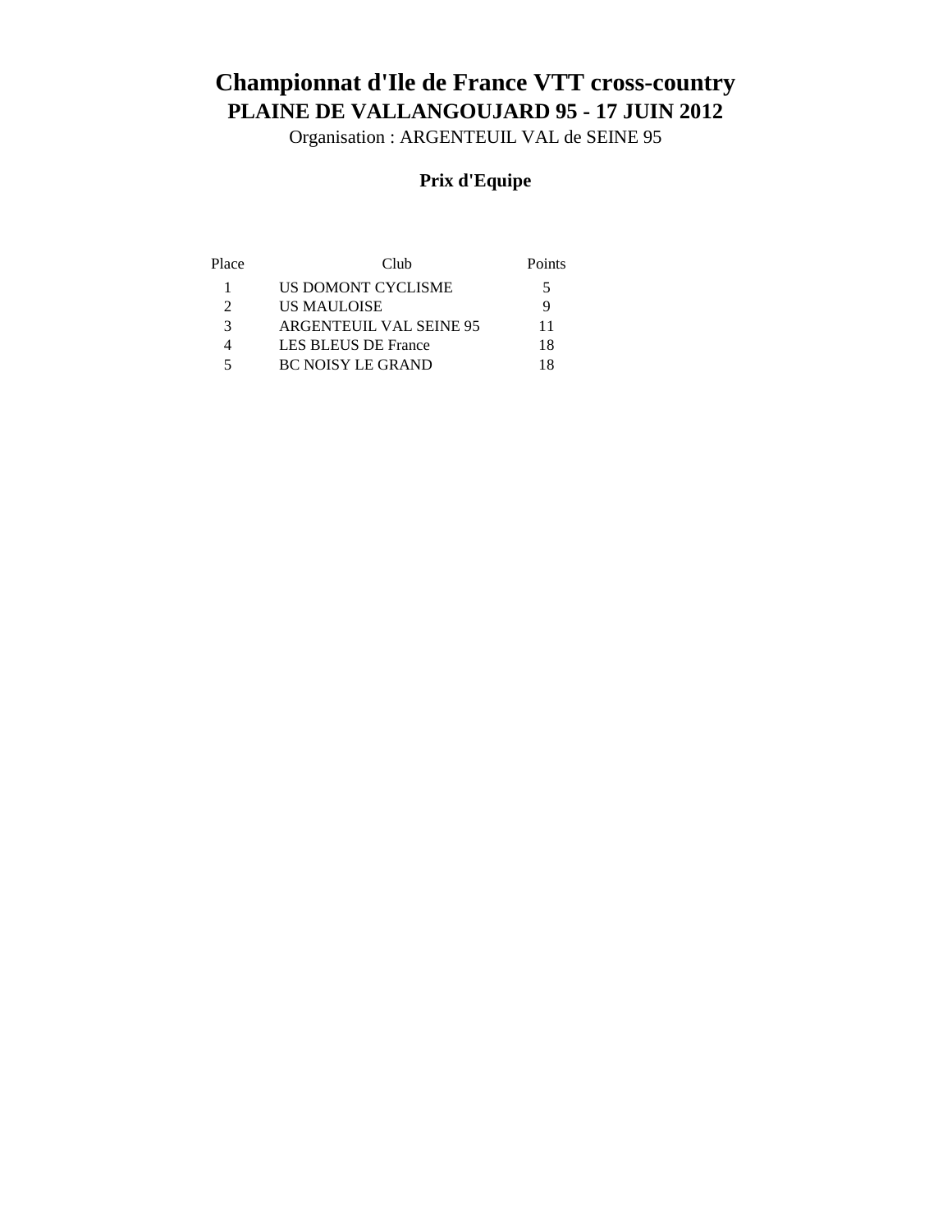# Championnat d'Ile de France VTT cross-country

## PLAINE DE VALLANGOUJARD 95 - 17 JUIN 2012

Organisation : ARGENTEUIL VAL de SEINE 95

### Prix d'Equipe

| Place | Club | Points |
|---|---|---|
| 1 | US DOMONT CYCLISME | 5 |
| 2 | US MAULOISE | 9 |
| 3 | ARGENTEUIL VAL SEINE 95 | 11 |
| 4 | LES BLEUS DE France | 18 |
| 5 | BC NOISY LE GRAND | 18 |